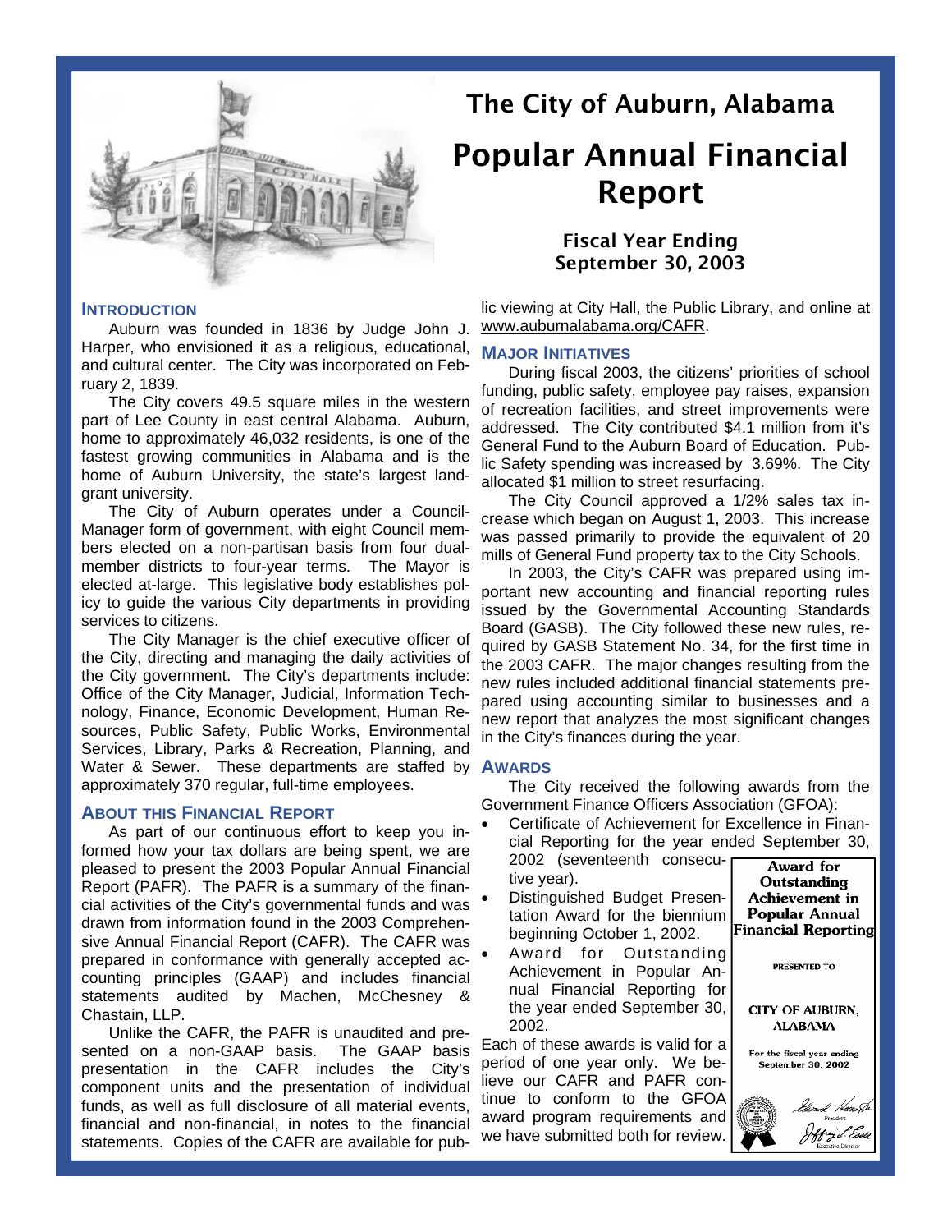# The City of Auburn, Alabama

# Popular Annual Financial Report

### Fiscal Year Ending September 30, 2003

## INTRODUCTION

Auburn was founded in 1836 by Judge John J. Harper, who envisioned it as a religious, educational, and cultural center. The City was incorporated on February 2, 1839.

The City covers 49.5 square miles in the western part of Lee County in east central Alabama. Auburn, home to approximately 46,032 residents, is one of the fastest growing communities in Alabama and is the home of Auburn University, the state's largest land-grant university.

The City of Auburn operates under a Council-Manager form of government, with eight Council members elected on a non-partisan basis from four dual-member districts to four-year terms. The Mayor is elected at-large. This legislative body establishes policy to guide the various City departments in providing services to citizens.

The City Manager is the chief executive officer of the City, directing and managing the daily activities of the City government. The City's departments include: Office of the City Manager, Judicial, Information Technology, Finance, Economic Development, Human Resources, Public Safety, Public Works, Environmental Services, Library, Parks & Recreation, Planning, and Water & Sewer. These departments are staffed by approximately 370 regular, full-time employees.

## ABOUT THIS FINANCIAL REPORT

As part of our continuous effort to keep you informed how your tax dollars are being spent, we are pleased to present the 2003 Popular Annual Financial Report (PAFR). The PAFR is a summary of the financial activities of the City's governmental funds and was drawn from information found in the 2003 Comprehensive Annual Financial Report (CAFR). The CAFR was prepared in conformance with generally accepted accounting principles (GAAP) and includes financial statements audited by Machen, McChesney & Chastain, LLP.

Unlike the CAFR, the PAFR is unaudited and presented on a non-GAAP basis. The GAAP basis presentation in the CAFR includes the City's component units and the presentation of individual funds, as well as full disclosure of all material events, financial and non-financial, in notes to the financial statements. Copies of the CAFR are available for public viewing at City Hall, the Public Library, and online at www.auburnalabama.org/CAFR.

## MAJOR INITIATIVES

During fiscal 2003, the citizens' priorities of school funding, public safety, employee pay raises, expansion of recreation facilities, and street improvements were addressed. The City contributed $4.1 million from it's General Fund to the Auburn Board of Education. Public Safety spending was increased by 3.69%. The City allocated $1 million to street resurfacing.

The City Council approved a 1/2% sales tax increase which began on August 1, 2003. This increase was passed primarily to provide the equivalent of 20 mills of General Fund property tax to the City Schools.

In 2003, the City's CAFR was prepared using important new accounting and financial reporting rules issued by the Governmental Accounting Standards Board (GASB). The City followed these new rules, required by GASB Statement No. 34, for the first time in the 2003 CAFR. The major changes resulting from the new rules included additional financial statements prepared using accounting similar to businesses and a new report that analyzes the most significant changes in the City's finances during the year.

## AWARDS

The City received the following awards from the Government Finance Officers Association (GFOA):

- Certificate of Achievement for Excellence in Financial Reporting for the year ended September 30, 2002 (seventeenth consecutive year).
- Distinguished Budget Presentation Award for the biennium beginning October 1, 2002.
- Award for Outstanding Achievement in Popular Annual Financial Reporting for the year ended September 30, 2002.

Each of these awards is valid for a period of one year only. We believe our CAFR and PAFR continue to conform to the GFOA award program requirements and we have submitted both for review.

**Award for Outstanding Achievement in Popular Annual Financial Reporting**

PRESENTED TO

CITY OF AUBURN, ALABAMA

For the fiscal year ending September 30, 2002

President

Executive Director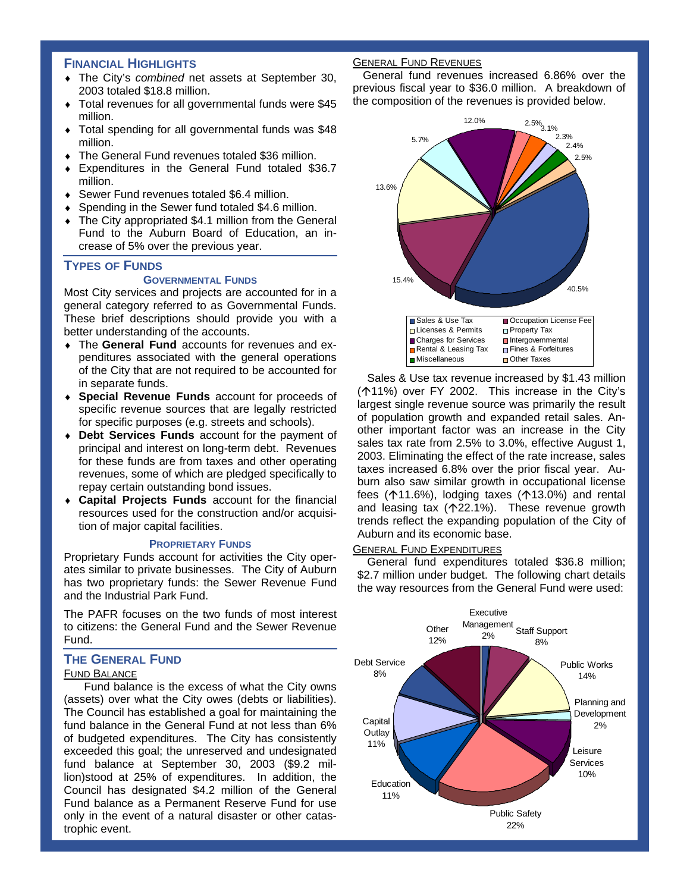## FINANCIAL HIGHLIGHTS

- The City's *combined* net assets at September 30, 2003 totaled $18.8 million.
- Total revenues for all governmental funds were $45 million.
- Total spending for all governmental funds was $48 million.
- The General Fund revenues totaled $36 million.
- Expenditures in the General Fund totaled $36.7 million.
- Sewer Fund revenues totaled $6.4 million.
- Spending in the Sewer fund totaled $4.6 million.
- The City appropriated $4.1 million from the General Fund to the Auburn Board of Education, an increase of 5% over the previous year.

## TYPES OF FUNDS

### GOVERNMENTAL FUNDS

Most City services and projects are accounted for in a general category referred to as Governmental Funds. These brief descriptions should provide you with a better understanding of the accounts.

- The **General Fund** accounts for revenues and expenditures associated with the general operations of the City that are not required to be accounted for in separate funds.
- **Special Revenue Funds** account for proceeds of specific revenue sources that are legally restricted for specific purposes (e.g. streets and schools).
- **Debt Services Funds** account for the payment of principal and interest on long-term debt. Revenues for these funds are from taxes and other operating revenues, some of which are pledged specifically to repay certain outstanding bond issues.
- **Capital Projects Funds** account for the financial resources used for the construction and/or acquisition of major capital facilities.

### PROPRIETARY FUNDS

Proprietary Funds account for activities the City operates similar to private businesses. The City of Auburn has two proprietary funds: the Sewer Revenue Fund and the Industrial Park Fund.

The PAFR focuses on the two funds of most interest to citizens: the General Fund and the Sewer Revenue Fund.

## THE GENERAL FUND

### FUND BALANCE

Fund balance is the excess of what the City owns (assets) over what the City owes (debts or liabilities). The Council has established a goal for maintaining the fund balance in the General Fund at not less than 6% of budgeted expenditures. The City has consistently exceeded this goal; the unreserved and undesignated fund balance at September 30, 2003 ($9.2 million)stood at 25% of expenditures. In addition, the Council has designated $4.2 million of the General Fund balance as a Permanent Reserve Fund for use only in the event of a natural disaster or other catastrophic event.

### GENERAL FUND REVENUES

General fund revenues increased 6.86% over the previous fiscal year to $36.0 million. A breakdown of the composition of the revenues is provided below.

| Revenue Source | Percent |
|---|---|
| Sales & Use Tax | 40.5% |
| Occupation License Fee | 15.4% |
| Licenses & Permits | 13.6% |
| Property Tax | 5.7% |
| Charges for Services | 12.0% |
| Intergovernmental | 2.5% |
| Rental & Leasing Tax | 3.1% |
| Fines & Forfeitures | 2.3% |
| Miscellaneous | 2.4% |
| Other Taxes | 2.5% |

Sales & Use tax revenue increased by $1.43 million (↑11%) over FY 2002. This increase in the City's largest single revenue source was primarily the result of population growth and expanded retail sales. Another important factor was an increase in the City sales tax rate from 2.5% to 3.0%, effective August 1, 2003. Eliminating the effect of the rate increase, sales taxes increased 6.8% over the prior fiscal year. Auburn also saw similar growth in occupational license fees (↑11.6%), lodging taxes (↑13.0%) and rental and leasing tax (↑22.1%). These revenue growth trends reflect the expanding population of the City of Auburn and its economic base.

### GENERAL FUND EXPENDITURES

General fund expenditures totaled $36.8 million; $2.7 million under budget. The following chart details the way resources from the General Fund were used:

| Expenditure | Percent |
|---|---|
| Executive Management | 2% |
| Staff Support | 8% |
| Public Works | 14% |
| Planning and Development | 2% |
| Leisure Services | 10% |
| Public Safety | 22% |
| Education | 11% |
| Capital Outlay | 11% |
| Debt Service | 8% |
| Other | 12% |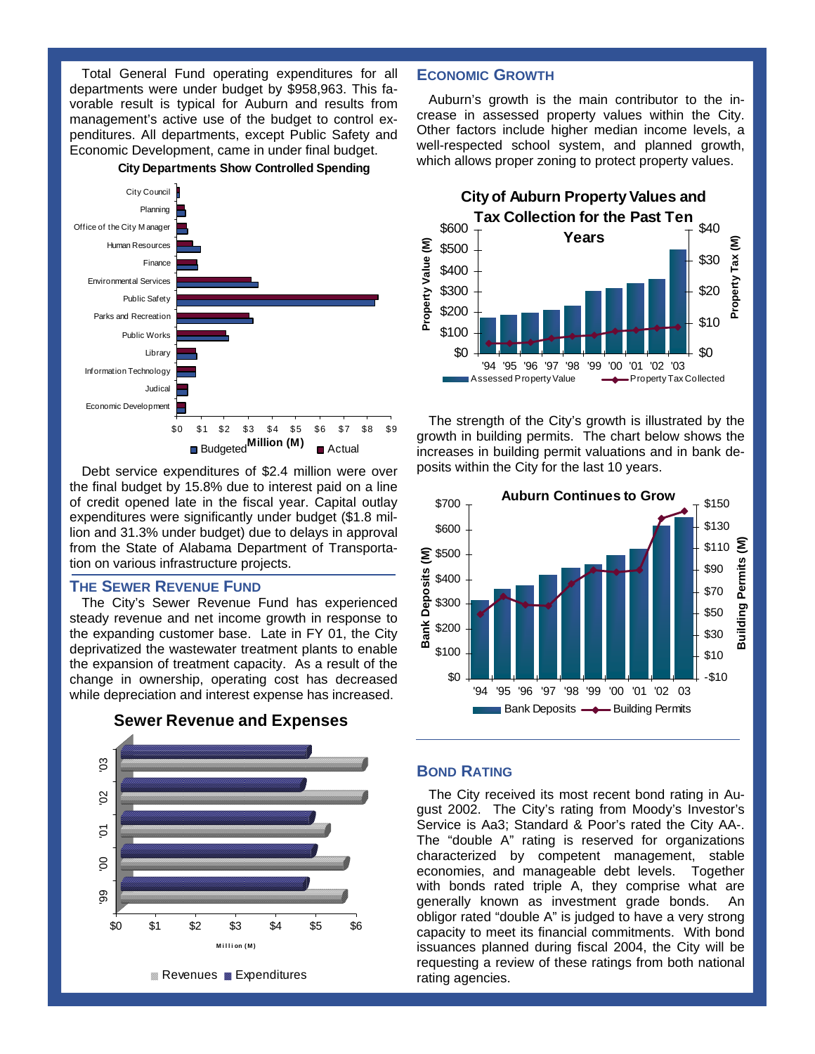Total General Fund operating expenditures for all departments were under budget by $958,963. This favorable result is typical for Auburn and results from management's active use of the budget to control expenditures. All departments, except Public Safety and Economic Development, came in under final budget.

**City Departments Show Controlled Spending**

Debt service expenditures of $2.4 million were over the final budget by 15.8% due to interest paid on a line of credit opened late in the fiscal year. Capital outlay expenditures were significantly under budget ($1.8 million and 31.3% under budget) due to delays in approval from the State of Alabama Department of Transportation on various infrastructure projects.

## The Sewer Revenue Fund

The City's Sewer Revenue Fund has experienced steady revenue and net income growth in response to the expanding customer base. Late in FY 01, the City deprivatized the wastewater treatment plants to enable the expansion of treatment capacity. As a result of the change in ownership, operating cost has decreased while depreciation and interest expense has increased.

**Sewer Revenue and Expenses**

## Economic Growth

Auburn's growth is the main contributor to the increase in assessed property values within the City. Other factors include higher median income levels, a well-respected school system, and planned growth, which allows proper zoning to protect property values.

**City of Auburn Property Values and Tax Collection for the Past Ten Years**

The strength of the City's growth is illustrated by the growth in building permits. The chart below shows the increases in building permit valuations and in bank deposits within the City for the last 10 years.

**Auburn Continues to Grow**

## Bond Rating

The City received its most recent bond rating in August 2002. The City's rating from Moody's Investor's Service is Aa3; Standard & Poor's rated the City AA-. The "double A" rating is reserved for organizations characterized by competent management, stable economies, and manageable debt levels. Together with bonds rated triple A, they comprise what are generally known as investment grade bonds. An obligor rated "double A" is judged to have a very strong capacity to meet its financial commitments. With bond issuances planned during fiscal 2004, the City will be requesting a review of these ratings from both national rating agencies.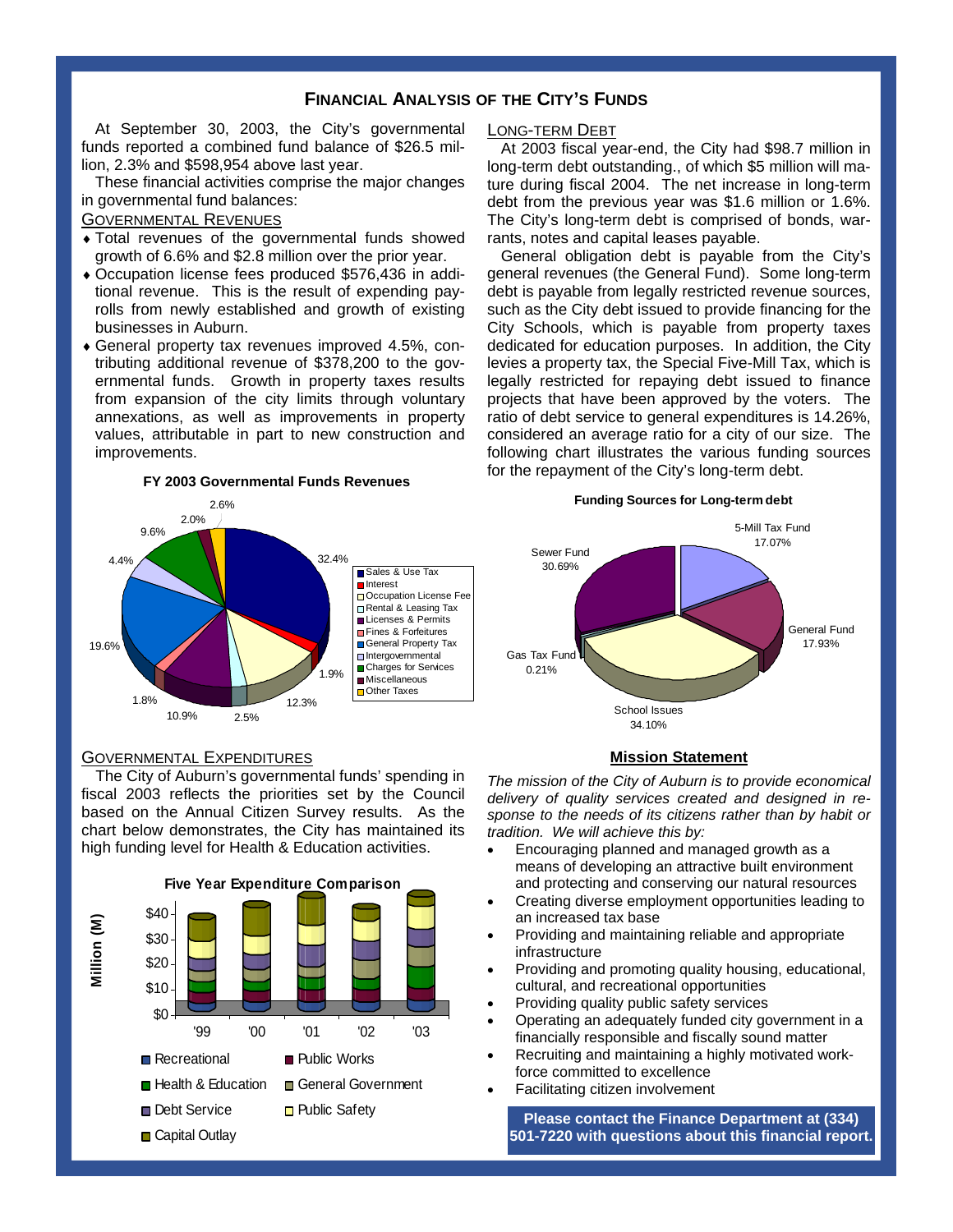## Financial Analysis of the City's Funds

At September 30, 2003, the City's governmental funds reported a combined fund balance of $26.5 million, 2.3% and $598,954 above last year.

These financial activities comprise the major changes in governmental fund balances:

### Governmental Revenues

- Total revenues of the governmental funds showed growth of 6.6% and $2.8 million over the prior year.
- Occupation license fees produced $576,436 in additional revenue. This is the result of expending payrolls from newly established and growth of existing businesses in Auburn.
- General property tax revenues improved 4.5%, contributing additional revenue of $378,200 to the governmental funds. Growth in property taxes results from expansion of the city limits through voluntary annexations, as well as improvements in property values, attributable in part to new construction and improvements.

**FY 2003 Governmental Funds Revenues**

32.4%
1.9%
12.3%
2.5%
10.9%
1.8%
19.6%
4.4%
9.6%
2.0%
2.6%

Sales & Use Tax
Interest
Occupation License Fee
Rental & Leasing Tax
Licenses & Permits
Fines & Forfeitures
General Property Tax
Intergovernmental
Charges for Services
Miscellaneous
Other Taxes

### Governmental Expenditures

The City of Auburn's governmental funds' spending in fiscal 2003 reflects the priorities set by the Council based on the Annual Citizen Survey results. As the chart below demonstrates, the City has maintained its high funding level for Health & Education activities.

**Five Year Expenditure Comparison**

Million (M)

$40
$30
$20
$10
$0

'99 '00 '01 '02 '03

Recreational
Public Works
Health & Education
General Government
Debt Service
Public Safety
Capital Outlay

### Long-term Debt

At 2003 fiscal year-end, the City had $98.7 million in long-term debt outstanding., of which $5 million will mature during fiscal 2004. The net increase in long-term debt from the previous year was $1.6 million or 1.6%. The City's long-term debt is comprised of bonds, warrants, notes and capital leases payable.

General obligation debt is payable from the City's general revenues (the General Fund). Some long-term debt is payable from legally restricted revenue sources, such as the City debt issued to provide financing for the City Schools, which is payable from property taxes dedicated for education purposes. In addition, the City levies a property tax, the Special Five-Mill Tax, which is legally restricted for repaying debt issued to finance projects that have been approved by the voters. The ratio of debt service to general expenditures is 14.26%, considered an average ratio for a city of our size. The following chart illustrates the various funding sources for the repayment of the City's long-term debt.

**Funding Sources for Long-term debt**

5-Mill Tax Fund 17.07%
General Fund 17.93%
School Issues 34.10%
Gas Tax Fund 0.21%
Sewer Fund 30.69%

### Mission Statement

*The mission of the City of Auburn is to provide economical delivery of quality services created and designed in response to the needs of its citizens rather than by habit or tradition. We will achieve this by:*

- Encouraging planned and managed growth as a means of developing an attractive built environment and protecting and conserving our natural resources
- Creating diverse employment opportunities leading to an increased tax base
- Providing and maintaining reliable and appropriate infrastructure
- Providing and promoting quality housing, educational, cultural, and recreational opportunities
- Providing quality public safety services
- Operating an adequately funded city government in a financially responsible and fiscally sound matter
- Recruiting and maintaining a highly motivated workforce committed to excellence
- Facilitating citizen involvement

**Please contact the Finance Department at (334) 501-7220 with questions about this financial report.**